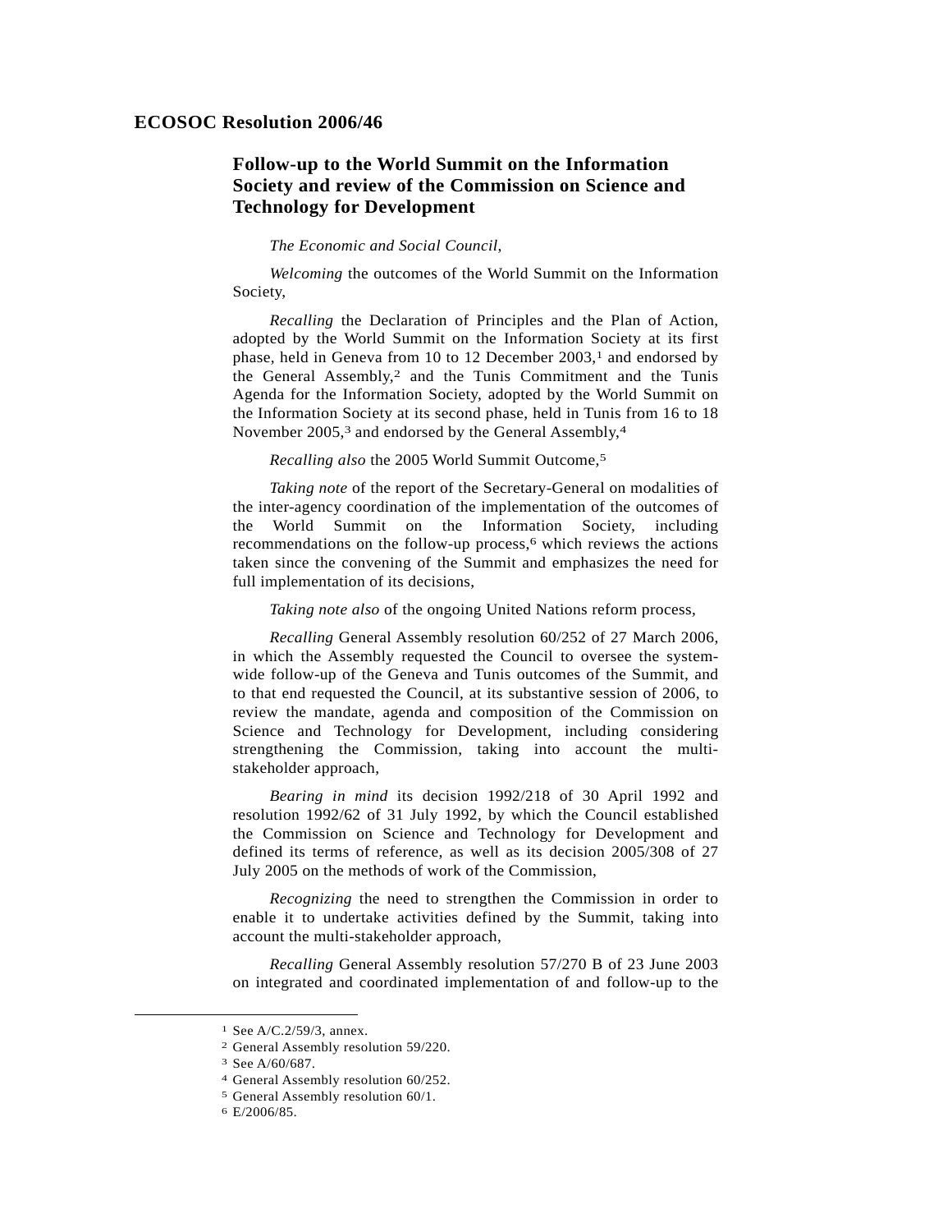# ECOSOC Resolution 2006/46

## Follow-up to the World Summit on the Information Society and review of the Commission on Science and Technology for Development

*The Economic and Social Council,*

*Welcoming* the outcomes of the World Summit on the Information Society,

*Recalling* the Declaration of Principles and the Plan of Action, adopted by the World Summit on the Information Society at its first phase, held in Geneva from 10 to 12 December 2003,[1] and endorsed by the General Assembly,[2] and the Tunis Commitment and the Tunis Agenda for the Information Society, adopted by the World Summit on the Information Society at its second phase, held in Tunis from 16 to 18 November 2005,[3] and endorsed by the General Assembly,[4]

*Recalling also* the 2005 World Summit Outcome,[5]

*Taking note* of the report of the Secretary-General on modalities of the inter-agency coordination of the implementation of the outcomes of the World Summit on the Information Society, including recommendations on the follow-up process,[6] which reviews the actions taken since the convening of the Summit and emphasizes the need for full implementation of its decisions,

*Taking note also* of the ongoing United Nations reform process,

*Recalling* General Assembly resolution 60/252 of 27 March 2006, in which the Assembly requested the Council to oversee the system-wide follow-up of the Geneva and Tunis outcomes of the Summit, and to that end requested the Council, at its substantive session of 2006, to review the mandate, agenda and composition of the Commission on Science and Technology for Development, including considering strengthening the Commission, taking into account the multi-stakeholder approach,

*Bearing in mind* its decision 1992/218 of 30 April 1992 and resolution 1992/62 of 31 July 1992, by which the Council established the Commission on Science and Technology for Development and defined its terms of reference, as well as its decision 2005/308 of 27 July 2005 on the methods of work of the Commission,

*Recognizing* the need to strengthen the Commission in order to enable it to undertake activities defined by the Summit, taking into account the multi-stakeholder approach,

*Recalling* General Assembly resolution 57/270 B of 23 June 2003 on integrated and coordinated implementation of and follow-up to the

---

[1] See A/C.2/59/3, annex.

[2] General Assembly resolution 59/220.

[3] See A/60/687.

[4] General Assembly resolution 60/252.

[5] General Assembly resolution 60/1.

[6] E/2006/85.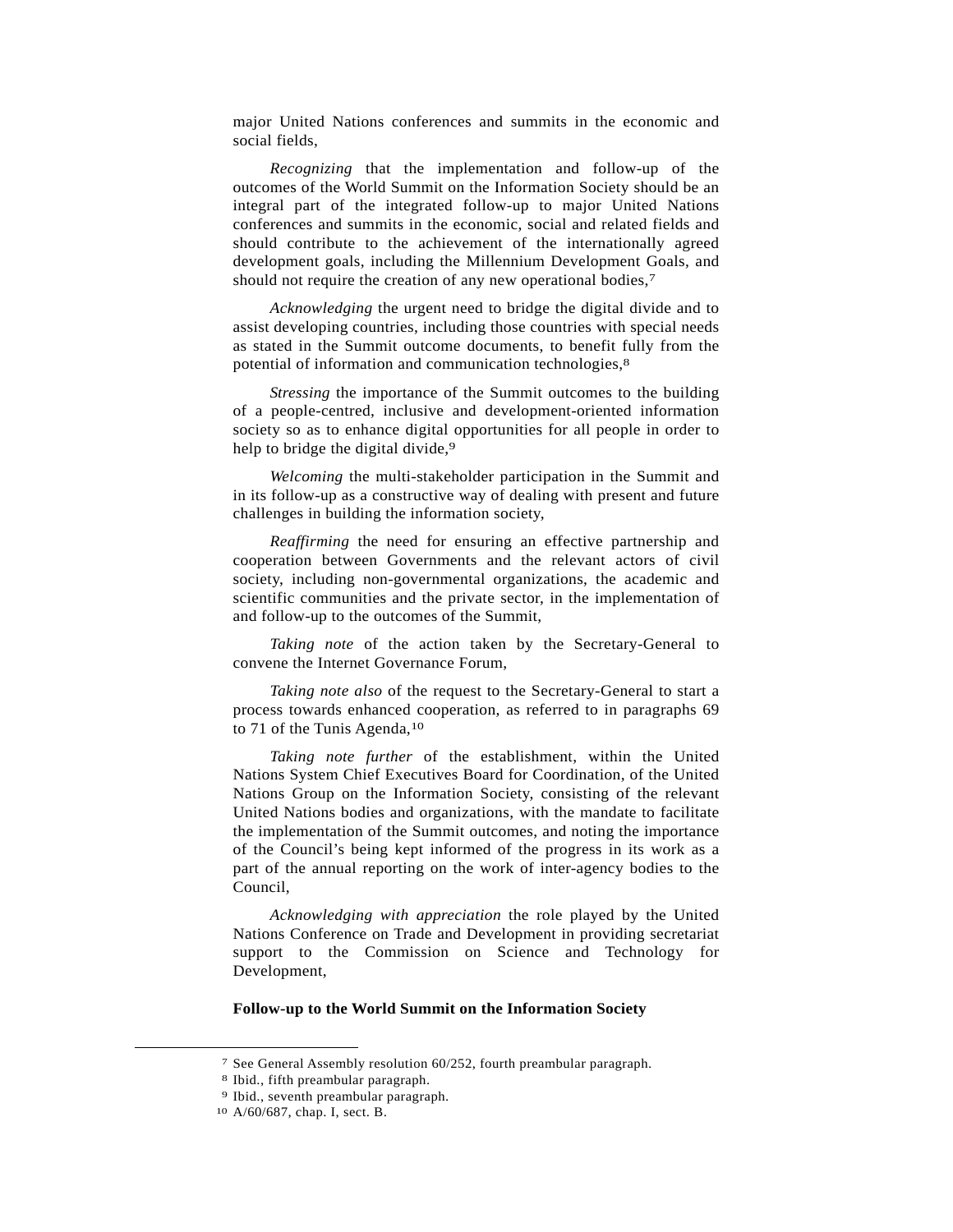major United Nations conferences and summits in the economic and social fields,

*Recognizing* that the implementation and follow-up of the outcomes of the World Summit on the Information Society should be an integral part of the integrated follow-up to major United Nations conferences and summits in the economic, social and related fields and should contribute to the achievement of the internationally agreed development goals, including the Millennium Development Goals, and should not require the creation of any new operational bodies,[7]

*Acknowledging* the urgent need to bridge the digital divide and to assist developing countries, including those countries with special needs as stated in the Summit outcome documents, to benefit fully from the potential of information and communication technologies,[8]

*Stressing* the importance of the Summit outcomes to the building of a people-centred, inclusive and development-oriented information society so as to enhance digital opportunities for all people in order to help to bridge the digital divide,[9]

*Welcoming* the multi-stakeholder participation in the Summit and in its follow-up as a constructive way of dealing with present and future challenges in building the information society,

*Reaffirming* the need for ensuring an effective partnership and cooperation between Governments and the relevant actors of civil society, including non-governmental organizations, the academic and scientific communities and the private sector, in the implementation of and follow-up to the outcomes of the Summit,

*Taking note* of the action taken by the Secretary-General to convene the Internet Governance Forum,

*Taking note also* of the request to the Secretary-General to start a process towards enhanced cooperation, as referred to in paragraphs 69 to 71 of the Tunis Agenda,[10]

*Taking note further* of the establishment, within the United Nations System Chief Executives Board for Coordination, of the United Nations Group on the Information Society, consisting of the relevant United Nations bodies and organizations, with the mandate to facilitate the implementation of the Summit outcomes, and noting the importance of the Council's being kept informed of the progress in its work as a part of the annual reporting on the work of inter-agency bodies to the Council,

*Acknowledging with appreciation* the role played by the United Nations Conference on Trade and Development in providing secretariat support to the Commission on Science and Technology for Development,

**Follow-up to the World Summit on the Information Society**

---

[7] See General Assembly resolution 60/252, fourth preambular paragraph.

[8] Ibid., fifth preambular paragraph.

[9] Ibid., seventh preambular paragraph.

[10] A/60/687, chap. I, sect. B.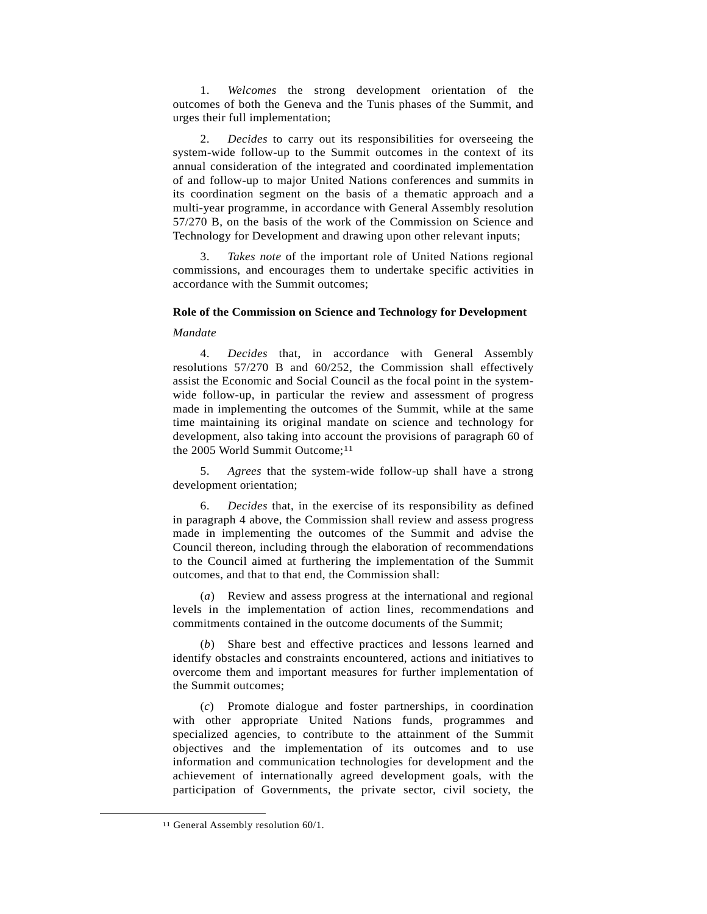1. *Welcomes* the strong development orientation of the outcomes of both the Geneva and the Tunis phases of the Summit, and urges their full implementation;

2. *Decides* to carry out its responsibilities for overseeing the system-wide follow-up to the Summit outcomes in the context of its annual consideration of the integrated and coordinated implementation of and follow-up to major United Nations conferences and summits in its coordination segment on the basis of a thematic approach and a multi-year programme, in accordance with General Assembly resolution 57/270 B, on the basis of the work of the Commission on Science and Technology for Development and drawing upon other relevant inputs;

3. *Takes note* of the important role of United Nations regional commissions, and encourages them to undertake specific activities in accordance with the Summit outcomes;

**Role of the Commission on Science and Technology for Development**

*Mandate*

4. *Decides* that, in accordance with General Assembly resolutions 57/270 B and 60/252, the Commission shall effectively assist the Economic and Social Council as the focal point in the system-wide follow-up, in particular the review and assessment of progress made in implementing the outcomes of the Summit, while at the same time maintaining its original mandate on science and technology for development, also taking into account the provisions of paragraph 60 of the 2005 World Summit Outcome;[11]

5. *Agrees* that the system-wide follow-up shall have a strong development orientation;

6. *Decides* that, in the exercise of its responsibility as defined in paragraph 4 above, the Commission shall review and assess progress made in implementing the outcomes of the Summit and advise the Council thereon, including through the elaboration of recommendations to the Council aimed at furthering the implementation of the Summit outcomes, and that to that end, the Commission shall:

(*a*) Review and assess progress at the international and regional levels in the implementation of action lines, recommendations and commitments contained in the outcome documents of the Summit;

(*b*) Share best and effective practices and lessons learned and identify obstacles and constraints encountered, actions and initiatives to overcome them and important measures for further implementation of the Summit outcomes;

(*c*) Promote dialogue and foster partnerships, in coordination with other appropriate United Nations funds, programmes and specialized agencies, to contribute to the attainment of the Summit objectives and the implementation of its outcomes and to use information and communication technologies for development and the achievement of internationally agreed development goals, with the participation of Governments, the private sector, civil society, the

---

[11] General Assembly resolution 60/1.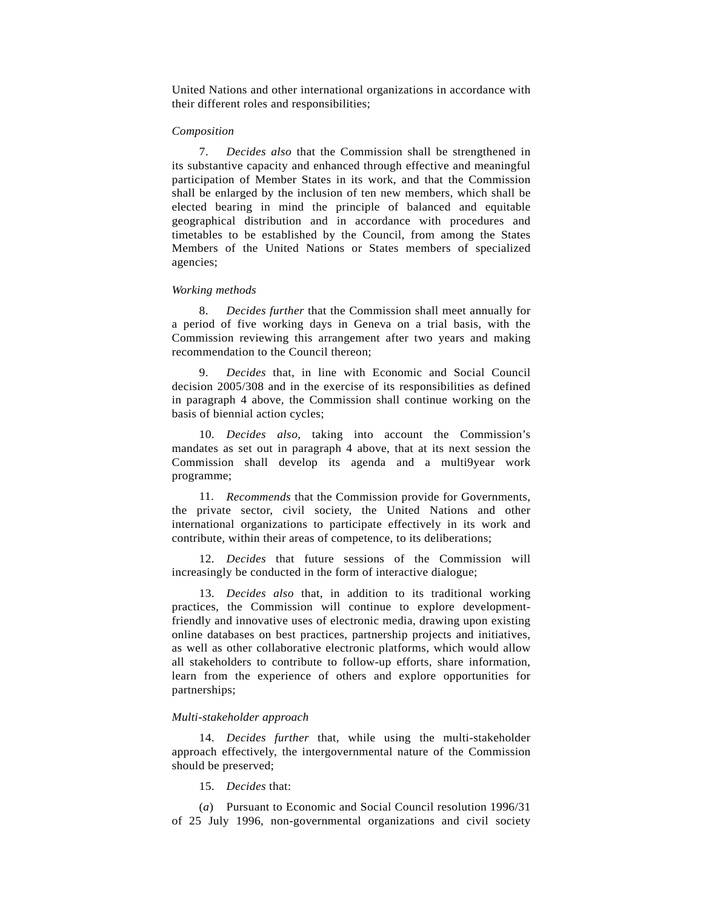United Nations and other international organizations in accordance with their different roles and responsibilities;

*Composition*

7. *Decides also* that the Commission shall be strengthened in its substantive capacity and enhanced through effective and meaningful participation of Member States in its work, and that the Commission shall be enlarged by the inclusion of ten new members, which shall be elected bearing in mind the principle of balanced and equitable geographical distribution and in accordance with procedures and timetables to be established by the Council, from among the States Members of the United Nations or States members of specialized agencies;

*Working methods*

8. *Decides further* that the Commission shall meet annually for a period of five working days in Geneva on a trial basis, with the Commission reviewing this arrangement after two years and making recommendation to the Council thereon;

9. *Decides* that, in line with Economic and Social Council decision 2005/308 and in the exercise of its responsibilities as defined in paragraph 4 above, the Commission shall continue working on the basis of biennial action cycles;

10. *Decides also*, taking into account the Commission's mandates as set out in paragraph 4 above, that at its next session the Commission shall develop its agenda and a multi9year work programme;

11. *Recommends* that the Commission provide for Governments, the private sector, civil society, the United Nations and other international organizations to participate effectively in its work and contribute, within their areas of competence, to its deliberations;

12. *Decides* that future sessions of the Commission will increasingly be conducted in the form of interactive dialogue;

13. *Decides also* that, in addition to its traditional working practices, the Commission will continue to explore development-friendly and innovative uses of electronic media, drawing upon existing online databases on best practices, partnership projects and initiatives, as well as other collaborative electronic platforms, which would allow all stakeholders to contribute to follow-up efforts, share information, learn from the experience of others and explore opportunities for partnerships;

*Multi-stakeholder approach*

14. *Decides further* that, while using the multi-stakeholder approach effectively, the intergovernmental nature of the Commission should be preserved;

15. *Decides* that:

(*a*) Pursuant to Economic and Social Council resolution 1996/31 of 25 July 1996, non-governmental organizations and civil society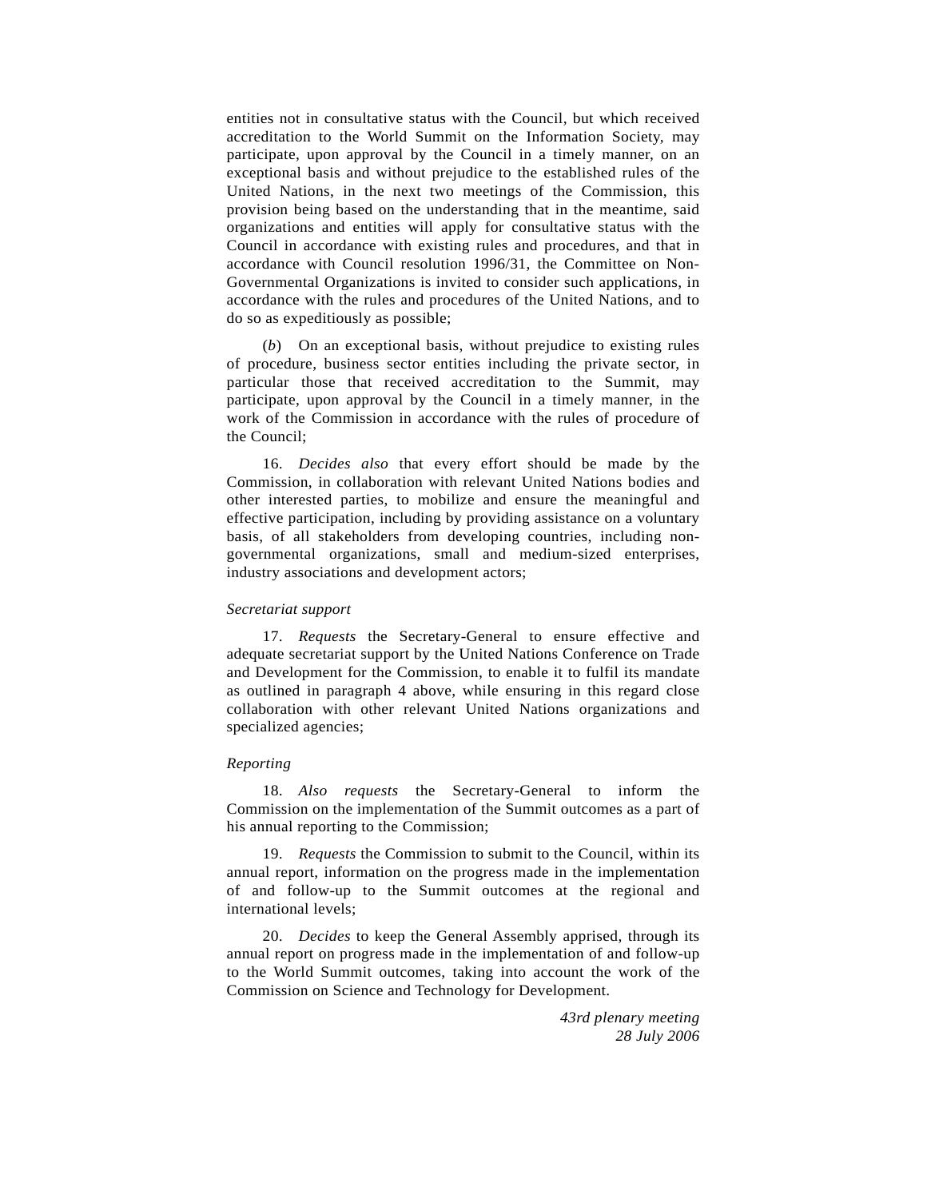entities not in consultative status with the Council, but which received accreditation to the World Summit on the Information Society, may participate, upon approval by the Council in a timely manner, on an exceptional basis and without prejudice to the established rules of the United Nations, in the next two meetings of the Commission, this provision being based on the understanding that in the meantime, said organizations and entities will apply for consultative status with the Council in accordance with existing rules and procedures, and that in accordance with Council resolution 1996/31, the Committee on Non-Governmental Organizations is invited to consider such applications, in accordance with the rules and procedures of the United Nations, and to do so as expeditiously as possible;

(*b*) On an exceptional basis, without prejudice to existing rules of procedure, business sector entities including the private sector, in particular those that received accreditation to the Summit, may participate, upon approval by the Council in a timely manner, in the work of the Commission in accordance with the rules of procedure of the Council;

16. *Decides also* that every effort should be made by the Commission, in collaboration with relevant United Nations bodies and other interested parties, to mobilize and ensure the meaningful and effective participation, including by providing assistance on a voluntary basis, of all stakeholders from developing countries, including non-governmental organizations, small and medium-sized enterprises, industry associations and development actors;

*Secretariat support*

17. *Requests* the Secretary-General to ensure effective and adequate secretariat support by the United Nations Conference on Trade and Development for the Commission, to enable it to fulfil its mandate as outlined in paragraph 4 above, while ensuring in this regard close collaboration with other relevant United Nations organizations and specialized agencies;

*Reporting*

18. *Also requests* the Secretary-General to inform the Commission on the implementation of the Summit outcomes as a part of his annual reporting to the Commission;

19. *Requests* the Commission to submit to the Council, within its annual report, information on the progress made in the implementation of and follow-up to the Summit outcomes at the regional and international levels;

20. *Decides* to keep the General Assembly apprised, through its annual report on progress made in the implementation of and follow-up to the World Summit outcomes, taking into account the work of the Commission on Science and Technology for Development.

*43rd plenary meeting*
*28 July 2006*